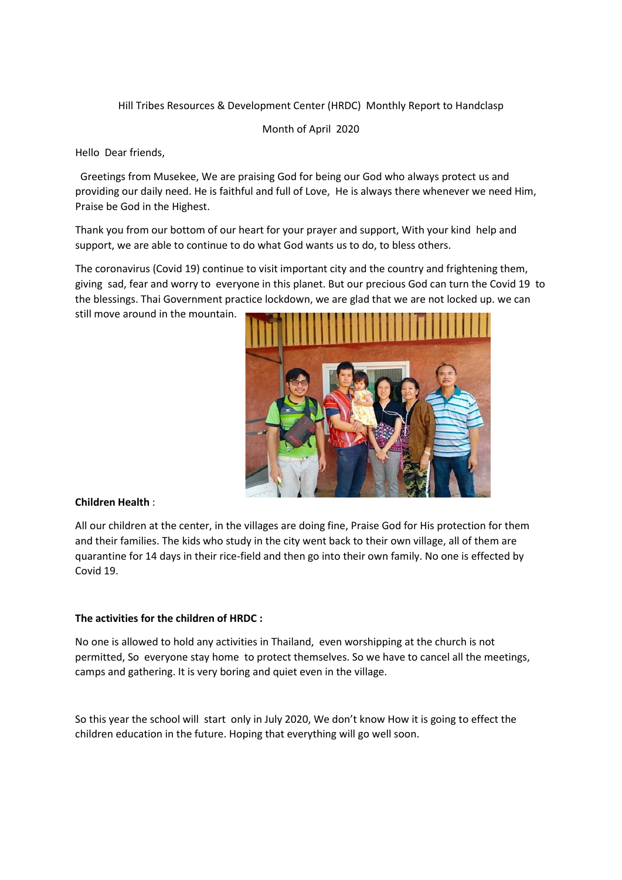Hill Tribes Resources & Development Center (HRDC) Monthly Report to Handclasp

Month of April 2020

Hello Dear friends,

Greetings from Musekee, We are praising God for being our God who always protect us and providing our daily need. He is faithful and full of Love, He is always there whenever we need Him, Praise be God in the Highest.

Thank you from our bottom of our heart for your prayer and support, With your kind help and support, we are able to continue to do what God wants us to do, to bless others.

The coronavirus (Covid 19) continue to visit important city and the country and frightening them, giving sad, fear and worry to everyone in this planet. But our precious God can turn the Covid 19 to the blessings. Thai Government practice lockdown, we are glad that we are not locked up. we can still move around in the mountain.

**Children Health** :

All our children at the center, in the villages are doing fine, Praise God for His protection for them and their families. The kids who study in the city went back to their own village, all of them are quarantine for 14 days in their rice-field and then go into their own family. No one is effected by Covid 19.

**The activities for the children of HRDC :**

No one is allowed to hold any activities in Thailand, even worshipping at the church is not permitted, So everyone stay home to protect themselves. So we have to cancel all the meetings, camps and gathering. It is very boring and quiet even in the village.

So this year the school will start only in July 2020, We don't know How it is going to effect the children education in the future. Hoping that everything will go well soon.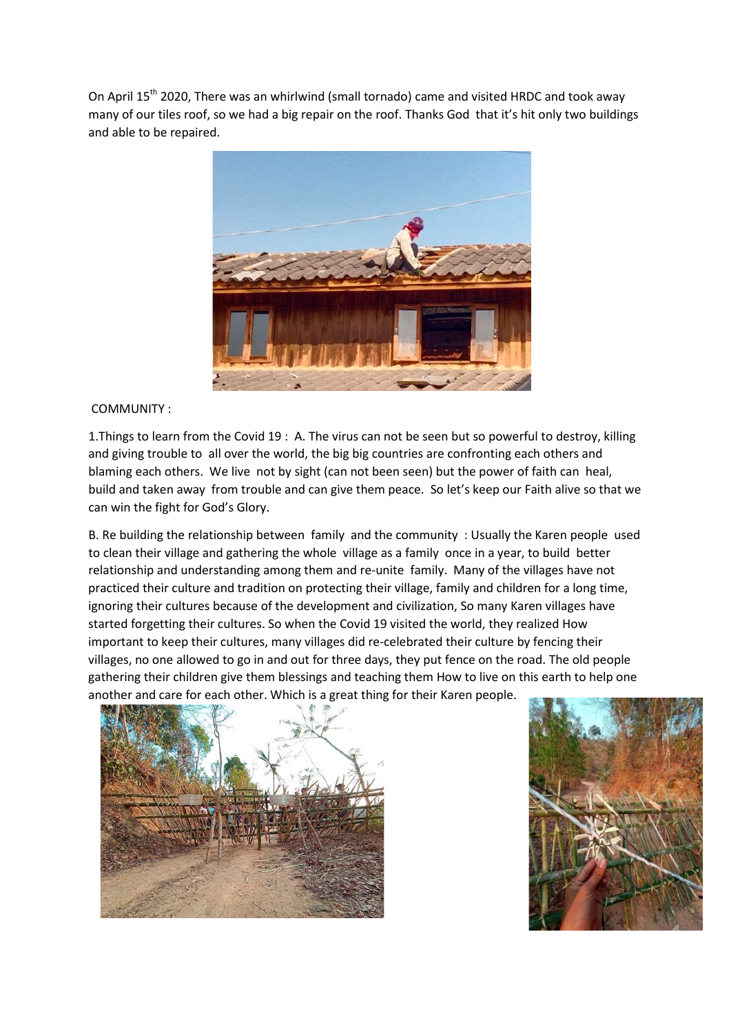On April 15th 2020, There was an whirlwind (small tornado) came and visited HRDC and took away many of our tiles roof, so we had a big repair on the roof. Thanks God that it's hit only two buildings and able to be repaired.

COMMUNITY :

1.Things to learn from the Covid 19 : A. The virus can not be seen but so powerful to destroy, killing and giving trouble to all over the world, the big big countries are confronting each others and blaming each others. We live not by sight (can not been seen) but the power of faith can heal, build and taken away from trouble and can give them peace. So let's keep our Faith alive so that we can win the fight for God's Glory.

B. Re building the relationship between family and the community : Usually the Karen people used to clean their village and gathering the whole village as a family once in a year, to build better relationship and understanding among them and re-unite family. Many of the villages have not practiced their culture and tradition on protecting their village, family and children for a long time, ignoring their cultures because of the development and civilization, So many Karen villages have started forgetting their cultures. So when the Covid 19 visited the world, they realized How important to keep their cultures, many villages did re-celebrated their culture by fencing their villages, no one allowed to go in and out for three days, they put fence on the road. The old people gathering their children give them blessings and teaching them How to live on this earth to help one another and care for each other. Which is a great thing for their Karen people.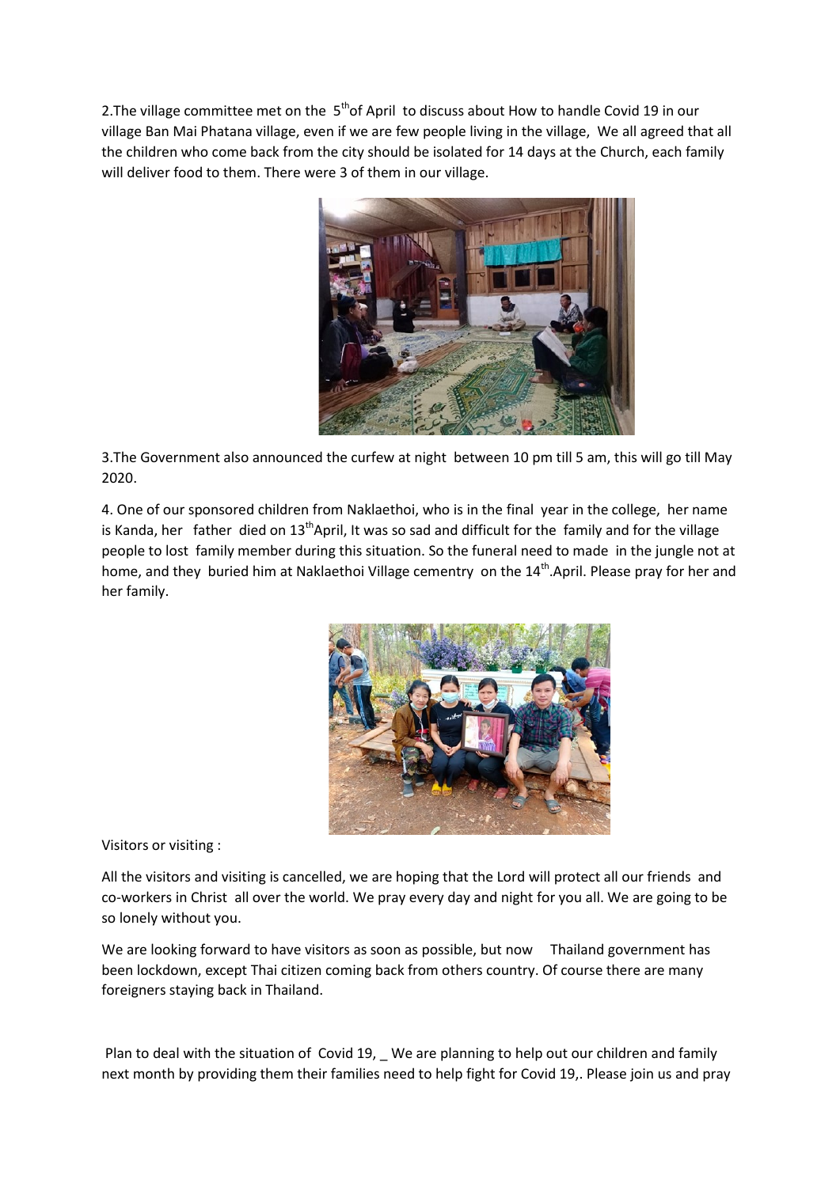2.The village committee met on the 5th of April to discuss about How to handle Covid 19 in our village Ban Mai Phatana village, even if we are few people living in the village, We all agreed that all the children who come back from the city should be isolated for 14 days at the Church, each family will deliver food to them. There were 3 of them in our village.

3.The Government also announced the curfew at night between 10 pm till 5 am, this will go till May 2020.

4. One of our sponsored children from Naklaethoi, who is in the final year in the college, her name is Kanda, her father died on 13th April, It was so sad and difficult for the family and for the village people to lost family member during this situation. So the funeral need to made in the jungle not at home, and they buried him at Naklaethoi Village cementry on the 14th.April. Please pray for her and her family.

Visitors or visiting :

All the visitors and visiting is cancelled, we are hoping that the Lord will protect all our friends and co-workers in Christ all over the world. We pray every day and night for you all. We are going to be so lonely without you.

We are looking forward to have visitors as soon as possible, but now Thailand government has been lockdown, except Thai citizen coming back from others country. Of course there are many foreigners staying back in Thailand.

Plan to deal with the situation of Covid 19, _ We are planning to help out our children and family next month by providing them their families need to help fight for Covid 19,. Please join us and pray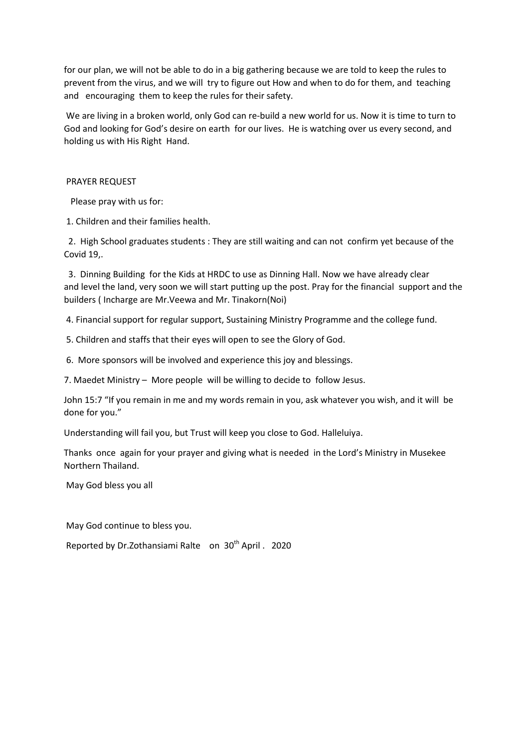for our plan, we will not be able to do in a big gathering because we are told to keep the rules to prevent from the virus, and we will try to figure out How and when to do for them, and teaching and encouraging them to keep the rules for their safety.

We are living in a broken world, only God can re-build a new world for us. Now it is time to turn to God and looking for God's desire on earth for our lives. He is watching over us every second, and holding us with His Right Hand.

PRAYER REQUEST

Please pray with us for:

1. Children and their families health.

2. High School graduates students : They are still waiting and can not confirm yet because of the Covid 19,.

3. Dinning Building for the Kids at HRDC to use as Dinning Hall. Now we have already clear and level the land, very soon we will start putting up the post. Pray for the financial support and the builders ( Incharge are Mr.Veewa and Mr. Tinakorn(Noi)

4. Financial support for regular support, Sustaining Ministry Programme and the college fund.

5. Children and staffs that their eyes will open to see the Glory of God.

6. More sponsors will be involved and experience this joy and blessings.

7. Maedet Ministry – More people will be willing to decide to follow Jesus.

John 15:7 "If you remain in me and my words remain in you, ask whatever you wish, and it will be done for you."

Understanding will fail you, but Trust will keep you close to God. Halleluiya.

Thanks once again for your prayer and giving what is needed in the Lord's Ministry in Musekee Northern Thailand.

May God bless you all

May God continue to bless you.

Reported by Dr.Zothansiami Ralte on 30th April . 2020